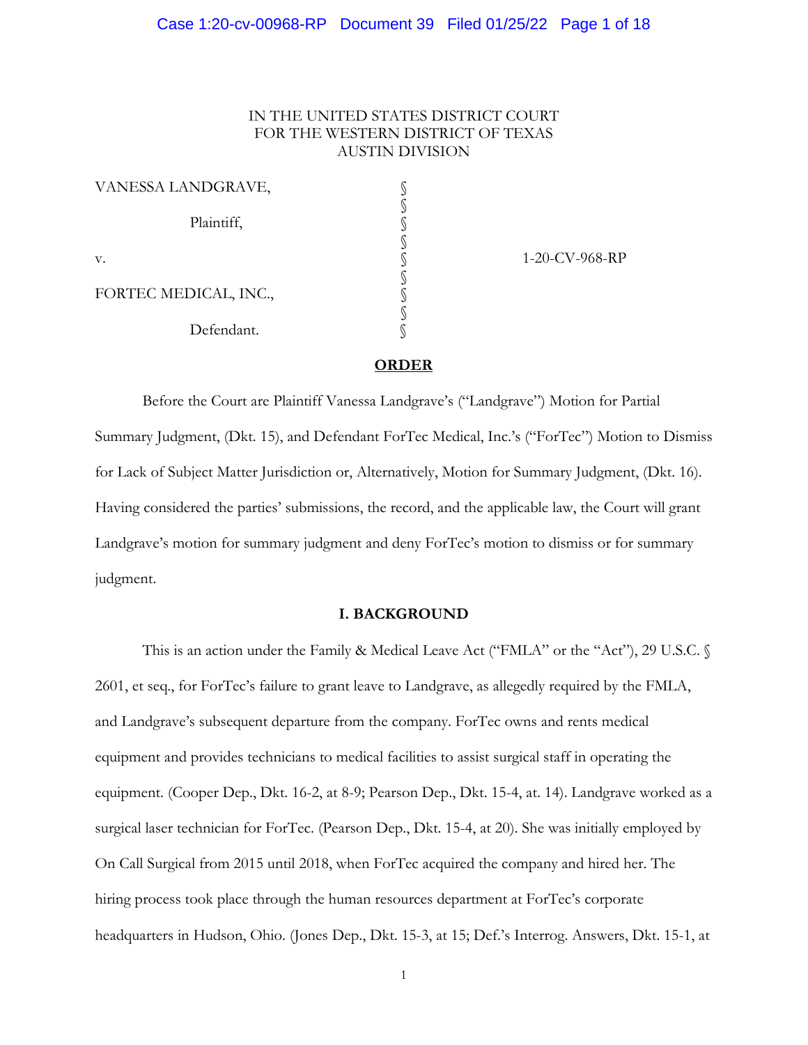IN THE UNITED STATES DISTRICT COURT
FOR THE WESTERN DISTRICT OF TEXAS
AUSTIN DIVISION

| | | |
|---|---|---|
| VANESSA LANDGRAVE, | § | |
| Plaintiff, | § | |
| v. | § | 1-20-CV-968-RP |
| FORTEC MEDICAL, INC., | § | |
| Defendant. | § | |

## ORDER

Before the Court are Plaintiff Vanessa Landgrave's ("Landgrave") Motion for Partial Summary Judgment, (Dkt. 15), and Defendant ForTec Medical, Inc.'s ("ForTec") Motion to Dismiss for Lack of Subject Matter Jurisdiction or, Alternatively, Motion for Summary Judgment, (Dkt. 16). Having considered the parties' submissions, the record, and the applicable law, the Court will grant Landgrave's motion for summary judgment and deny ForTec's motion to dismiss or for summary judgment.

### I. BACKGROUND

This is an action under the Family & Medical Leave Act ("FMLA" or the "Act"), 29 U.S.C. § 2601, et seq., for ForTec's failure to grant leave to Landgrave, as allegedly required by the FMLA, and Landgrave's subsequent departure from the company. ForTec owns and rents medical equipment and provides technicians to medical facilities to assist surgical staff in operating the equipment. (Cooper Dep., Dkt. 16-2, at 8-9; Pearson Dep., Dkt. 15-4, at. 14). Landgrave worked as a surgical laser technician for ForTec. (Pearson Dep., Dkt. 15-4, at 20). She was initially employed by On Call Surgical from 2015 until 2018, when ForTec acquired the company and hired her. The hiring process took place through the human resources department at ForTec's corporate headquarters in Hudson, Ohio. (Jones Dep., Dkt. 15-3, at 15; Def.'s Interrog. Answers, Dkt. 15-1, at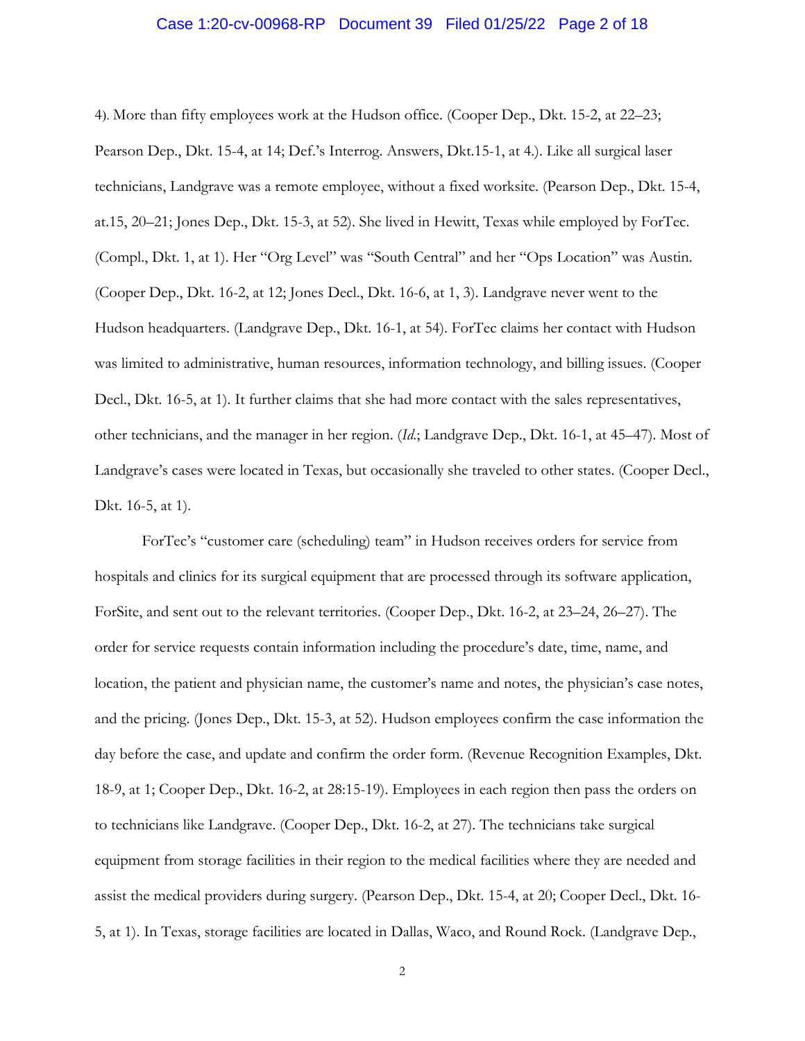4). More than fifty employees work at the Hudson office. (Cooper Dep., Dkt. 15-2, at 22–23; Pearson Dep., Dkt. 15-4, at 14; Def.'s Interrog. Answers, Dkt.15-1, at 4.). Like all surgical laser technicians, Landgrave was a remote employee, without a fixed worksite. (Pearson Dep., Dkt. 15-4, at.15, 20–21; Jones Dep., Dkt. 15-3, at 52). She lived in Hewitt, Texas while employed by ForTec. (Compl., Dkt. 1, at 1). Her "Org Level" was "South Central" and her "Ops Location" was Austin. (Cooper Dep., Dkt. 16-2, at 12; Jones Decl., Dkt. 16-6, at 1, 3). Landgrave never went to the Hudson headquarters. (Landgrave Dep., Dkt. 16-1, at 54). ForTec claims her contact with Hudson was limited to administrative, human resources, information technology, and billing issues. (Cooper Decl., Dkt. 16-5, at 1). It further claims that she had more contact with the sales representatives, other technicians, and the manager in her region. (*Id.*; Landgrave Dep., Dkt. 16-1, at 45–47). Most of Landgrave's cases were located in Texas, but occasionally she traveled to other states. (Cooper Decl., Dkt. 16-5, at 1).

ForTec's "customer care (scheduling) team" in Hudson receives orders for service from hospitals and clinics for its surgical equipment that are processed through its software application, ForSite, and sent out to the relevant territories. (Cooper Dep., Dkt. 16-2, at 23–24, 26–27). The order for service requests contain information including the procedure's date, time, name, and location, the patient and physician name, the customer's name and notes, the physician's case notes, and the pricing. (Jones Dep., Dkt. 15-3, at 52). Hudson employees confirm the case information the day before the case, and update and confirm the order form. (Revenue Recognition Examples, Dkt. 18-9, at 1; Cooper Dep., Dkt. 16-2, at 28:15-19). Employees in each region then pass the orders on to technicians like Landgrave. (Cooper Dep., Dkt. 16-2, at 27). The technicians take surgical equipment from storage facilities in their region to the medical facilities where they are needed and assist the medical providers during surgery. (Pearson Dep., Dkt. 15-4, at 20; Cooper Decl., Dkt. 16-5, at 1). In Texas, storage facilities are located in Dallas, Waco, and Round Rock. (Landgrave Dep.,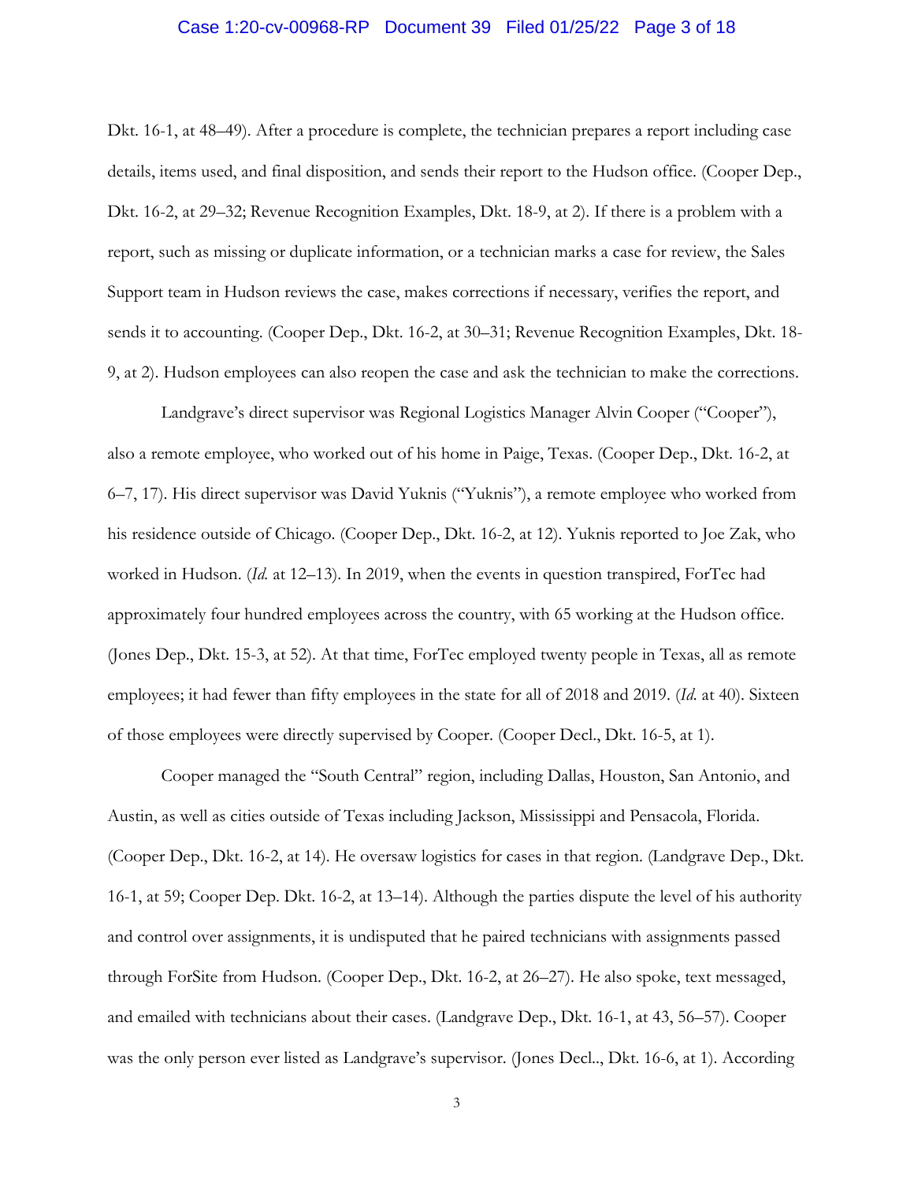Dkt. 16-1, at 48–49). After a procedure is complete, the technician prepares a report including case details, items used, and final disposition, and sends their report to the Hudson office. (Cooper Dep., Dkt. 16-2, at 29–32; Revenue Recognition Examples, Dkt. 18-9, at 2). If there is a problem with a report, such as missing or duplicate information, or a technician marks a case for review, the Sales Support team in Hudson reviews the case, makes corrections if necessary, verifies the report, and sends it to accounting. (Cooper Dep., Dkt. 16-2, at 30–31; Revenue Recognition Examples, Dkt. 18-9, at 2). Hudson employees can also reopen the case and ask the technician to make the corrections.

Landgrave's direct supervisor was Regional Logistics Manager Alvin Cooper ("Cooper"), also a remote employee, who worked out of his home in Paige, Texas. (Cooper Dep., Dkt. 16-2, at 6–7, 17). His direct supervisor was David Yuknis ("Yuknis"), a remote employee who worked from his residence outside of Chicago. (Cooper Dep., Dkt. 16-2, at 12). Yuknis reported to Joe Zak, who worked in Hudson. (*Id.* at 12–13). In 2019, when the events in question transpired, ForTec had approximately four hundred employees across the country, with 65 working at the Hudson office. (Jones Dep., Dkt. 15-3, at 52). At that time, ForTec employed twenty people in Texas, all as remote employees; it had fewer than fifty employees in the state for all of 2018 and 2019. (*Id.* at 40). Sixteen of those employees were directly supervised by Cooper. (Cooper Decl., Dkt. 16-5, at 1).

Cooper managed the "South Central" region, including Dallas, Houston, San Antonio, and Austin, as well as cities outside of Texas including Jackson, Mississippi and Pensacola, Florida. (Cooper Dep., Dkt. 16-2, at 14). He oversaw logistics for cases in that region. (Landgrave Dep., Dkt. 16-1, at 59; Cooper Dep. Dkt. 16-2, at 13–14). Although the parties dispute the level of his authority and control over assignments, it is undisputed that he paired technicians with assignments passed through ForSite from Hudson. (Cooper Dep., Dkt. 16-2, at 26–27). He also spoke, text messaged, and emailed with technicians about their cases. (Landgrave Dep., Dkt. 16-1, at 43, 56–57). Cooper was the only person ever listed as Landgrave's supervisor. (Jones Decl.., Dkt. 16-6, at 1). According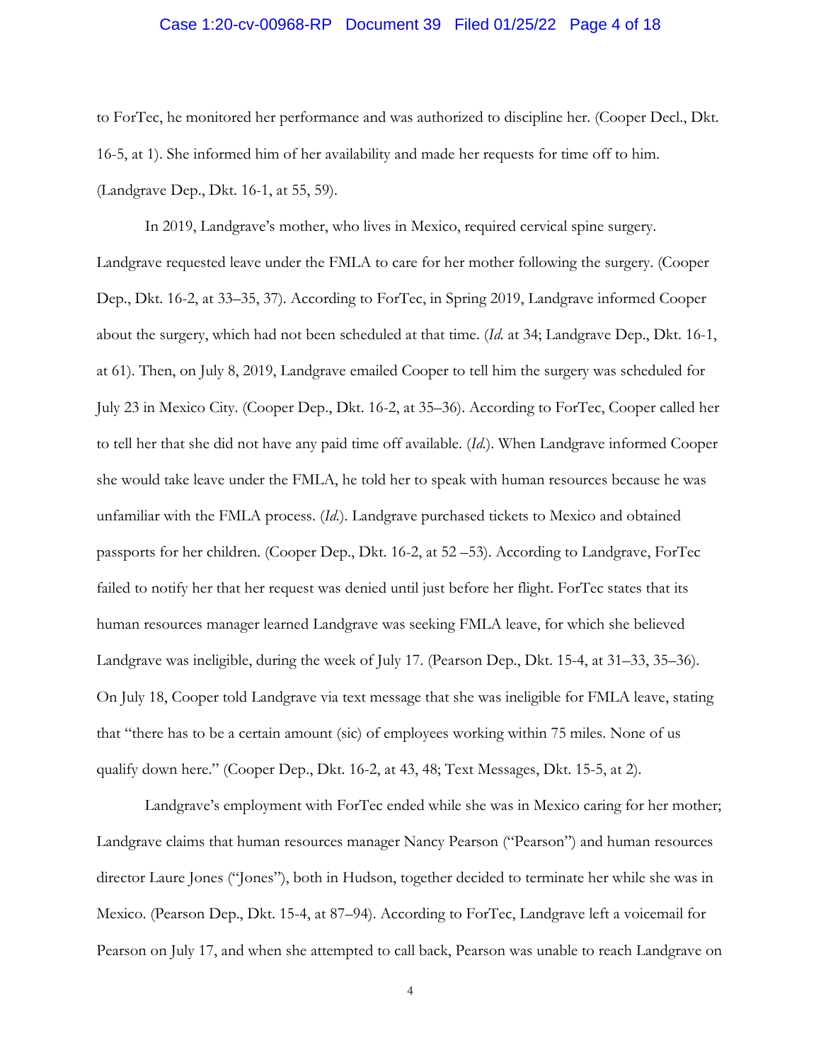to ForTec, he monitored her performance and was authorized to discipline her. (Cooper Decl., Dkt. 16-5, at 1). She informed him of her availability and made her requests for time off to him. (Landgrave Dep., Dkt. 16-1, at 55, 59).

In 2019, Landgrave's mother, who lives in Mexico, required cervical spine surgery. Landgrave requested leave under the FMLA to care for her mother following the surgery. (Cooper Dep., Dkt. 16-2, at 33–35, 37). According to ForTec, in Spring 2019, Landgrave informed Cooper about the surgery, which had not been scheduled at that time. (*Id.* at 34; Landgrave Dep., Dkt. 16-1, at 61). Then, on July 8, 2019, Landgrave emailed Cooper to tell him the surgery was scheduled for July 23 in Mexico City. (Cooper Dep., Dkt. 16-2, at 35–36). According to ForTec, Cooper called her to tell her that she did not have any paid time off available. (*Id.*). When Landgrave informed Cooper she would take leave under the FMLA, he told her to speak with human resources because he was unfamiliar with the FMLA process. (*Id.*). Landgrave purchased tickets to Mexico and obtained passports for her children. (Cooper Dep., Dkt. 16-2, at 52 –53). According to Landgrave, ForTec failed to notify her that her request was denied until just before her flight. ForTec states that its human resources manager learned Landgrave was seeking FMLA leave, for which she believed Landgrave was ineligible, during the week of July 17. (Pearson Dep., Dkt. 15-4, at 31–33, 35–36). On July 18, Cooper told Landgrave via text message that she was ineligible for FMLA leave, stating that "there has to be a certain amount (sic) of employees working within 75 miles. None of us qualify down here." (Cooper Dep., Dkt. 16-2, at 43, 48; Text Messages, Dkt. 15-5, at 2).

Landgrave's employment with ForTec ended while she was in Mexico caring for her mother; Landgrave claims that human resources manager Nancy Pearson ("Pearson") and human resources director Laure Jones ("Jones"), both in Hudson, together decided to terminate her while she was in Mexico. (Pearson Dep., Dkt. 15-4, at 87–94). According to ForTec, Landgrave left a voicemail for Pearson on July 17, and when she attempted to call back, Pearson was unable to reach Landgrave on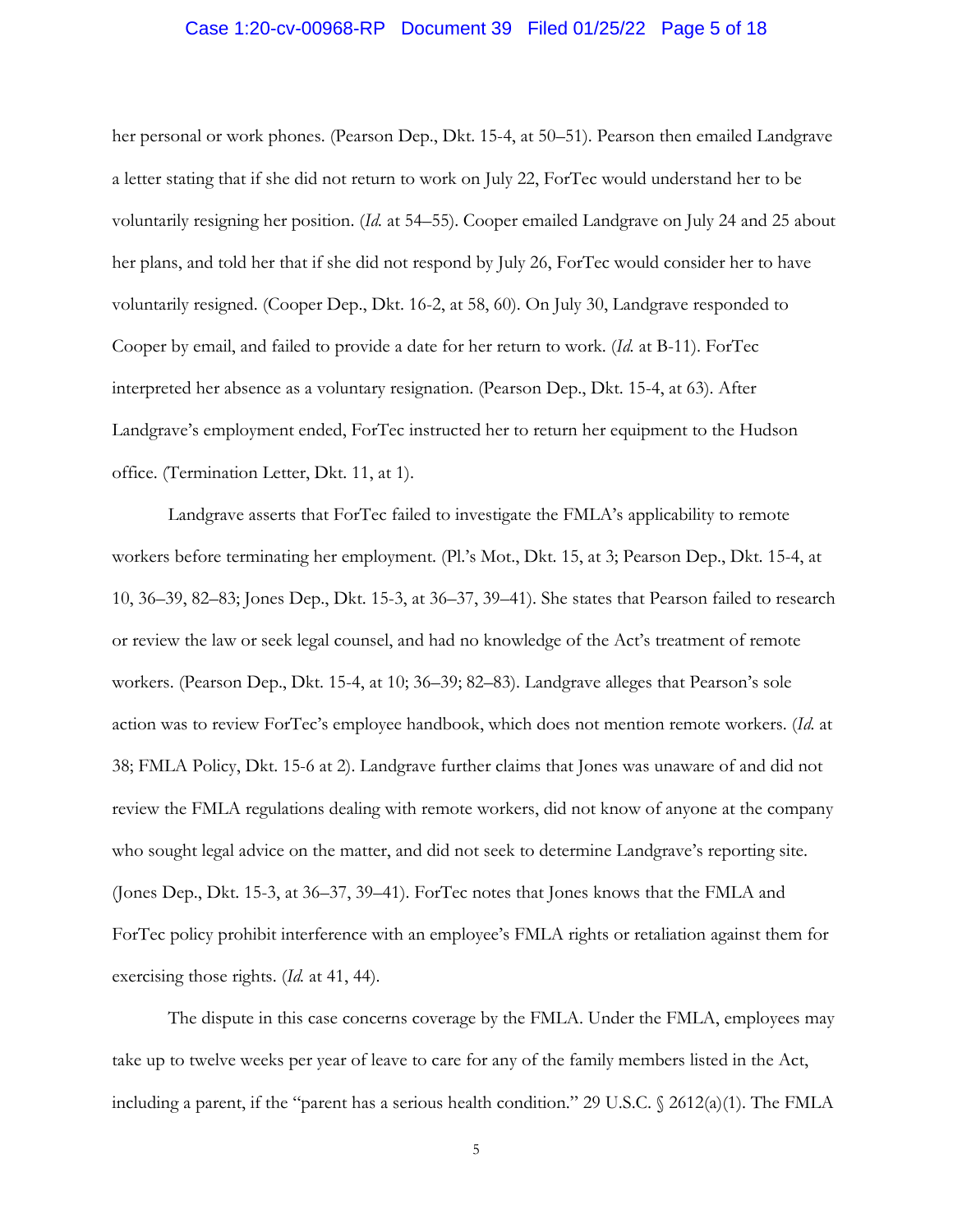her personal or work phones. (Pearson Dep., Dkt. 15-4, at 50–51). Pearson then emailed Landgrave a letter stating that if she did not return to work on July 22, ForTec would understand her to be voluntarily resigning her position. (*Id.* at 54–55). Cooper emailed Landgrave on July 24 and 25 about her plans, and told her that if she did not respond by July 26, ForTec would consider her to have voluntarily resigned. (Cooper Dep., Dkt. 16-2, at 58, 60). On July 30, Landgrave responded to Cooper by email, and failed to provide a date for her return to work. (*Id.* at B-11). ForTec interpreted her absence as a voluntary resignation. (Pearson Dep., Dkt. 15-4, at 63). After Landgrave's employment ended, ForTec instructed her to return her equipment to the Hudson office. (Termination Letter, Dkt. 11, at 1).

Landgrave asserts that ForTec failed to investigate the FMLA's applicability to remote workers before terminating her employment. (Pl.'s Mot., Dkt. 15, at 3; Pearson Dep., Dkt. 15-4, at 10, 36–39, 82–83; Jones Dep., Dkt. 15-3, at 36–37, 39–41). She states that Pearson failed to research or review the law or seek legal counsel, and had no knowledge of the Act's treatment of remote workers. (Pearson Dep., Dkt. 15-4, at 10; 36–39; 82–83). Landgrave alleges that Pearson's sole action was to review ForTec's employee handbook, which does not mention remote workers. (*Id.* at 38; FMLA Policy, Dkt. 15-6 at 2). Landgrave further claims that Jones was unaware of and did not review the FMLA regulations dealing with remote workers, did not know of anyone at the company who sought legal advice on the matter, and did not seek to determine Landgrave's reporting site. (Jones Dep., Dkt. 15-3, at 36–37, 39–41). ForTec notes that Jones knows that the FMLA and ForTec policy prohibit interference with an employee's FMLA rights or retaliation against them for exercising those rights. (*Id.* at 41, 44).

The dispute in this case concerns coverage by the FMLA. Under the FMLA, employees may take up to twelve weeks per year of leave to care for any of the family members listed in the Act, including a parent, if the "parent has a serious health condition." 29 U.S.C. § 2612(a)(1). The FMLA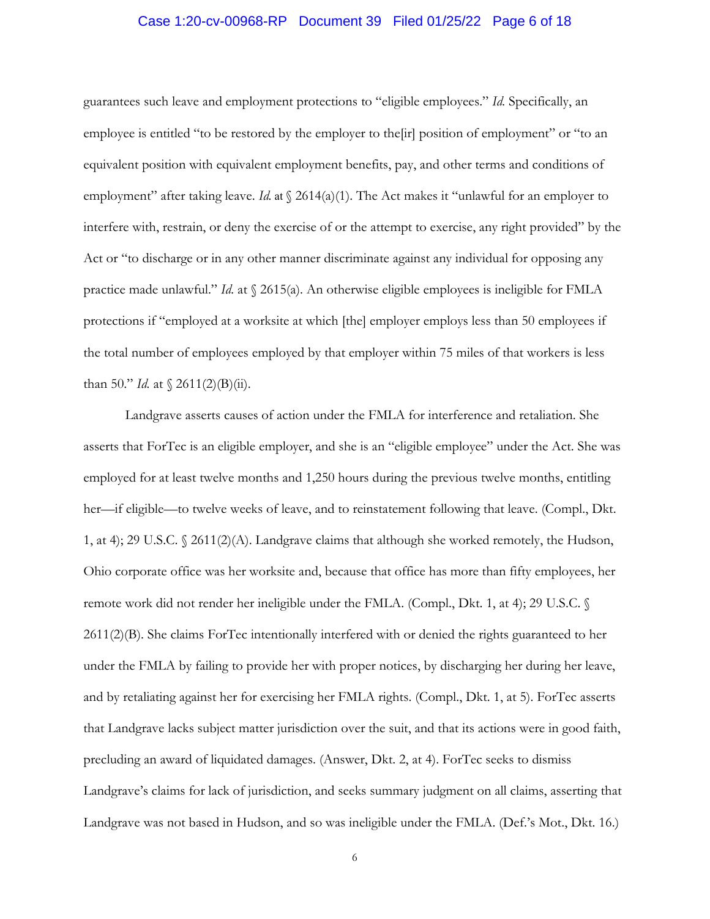guarantees such leave and employment protections to "eligible employees." *Id.* Specifically, an employee is entitled "to be restored by the employer to the[ir] position of employment" or "to an equivalent position with equivalent employment benefits, pay, and other terms and conditions of employment" after taking leave. *Id.* at § 2614(a)(1). The Act makes it "unlawful for an employer to interfere with, restrain, or deny the exercise of or the attempt to exercise, any right provided" by the Act or "to discharge or in any other manner discriminate against any individual for opposing any practice made unlawful." *Id.* at § 2615(a). An otherwise eligible employees is ineligible for FMLA protections if "employed at a worksite at which [the] employer employs less than 50 employees if the total number of employees employed by that employer within 75 miles of that workers is less than 50." *Id.* at § 2611(2)(B)(ii).

Landgrave asserts causes of action under the FMLA for interference and retaliation. She asserts that ForTec is an eligible employer, and she is an "eligible employee" under the Act. She was employed for at least twelve months and 1,250 hours during the previous twelve months, entitling her—if eligible—to twelve weeks of leave, and to reinstatement following that leave. (Compl., Dkt. 1, at 4); 29 U.S.C. § 2611(2)(A). Landgrave claims that although she worked remotely, the Hudson, Ohio corporate office was her worksite and, because that office has more than fifty employees, her remote work did not render her ineligible under the FMLA. (Compl., Dkt. 1, at 4); 29 U.S.C. § 2611(2)(B). She claims ForTec intentionally interfered with or denied the rights guaranteed to her under the FMLA by failing to provide her with proper notices, by discharging her during her leave, and by retaliating against her for exercising her FMLA rights. (Compl., Dkt. 1, at 5). ForTec asserts that Landgrave lacks subject matter jurisdiction over the suit, and that its actions were in good faith, precluding an award of liquidated damages. (Answer, Dkt. 2, at 4). ForTec seeks to dismiss Landgrave's claims for lack of jurisdiction, and seeks summary judgment on all claims, asserting that Landgrave was not based in Hudson, and so was ineligible under the FMLA. (Def.'s Mot., Dkt. 16.)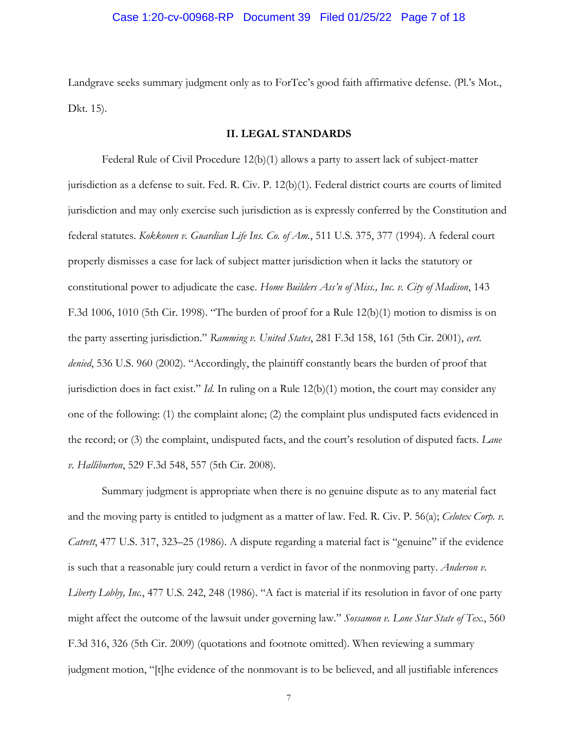Landgrave seeks summary judgment only as to ForTec's good faith affirmative defense. (Pl.'s Mot., Dkt. 15).

## II. LEGAL STANDARDS

Federal Rule of Civil Procedure 12(b)(1) allows a party to assert lack of subject-matter jurisdiction as a defense to suit. Fed. R. Civ. P. 12(b)(1). Federal district courts are courts of limited jurisdiction and may only exercise such jurisdiction as is expressly conferred by the Constitution and federal statutes. *Kokkonen v. Guardian Life Ins. Co. of Am.*, 511 U.S. 375, 377 (1994). A federal court properly dismisses a case for lack of subject matter jurisdiction when it lacks the statutory or constitutional power to adjudicate the case. *Home Builders Ass'n of Miss., Inc. v. City of Madison*, 143 F.3d 1006, 1010 (5th Cir. 1998). "The burden of proof for a Rule 12(b)(1) motion to dismiss is on the party asserting jurisdiction." *Ramming v. United States*, 281 F.3d 158, 161 (5th Cir. 2001), *cert. denied*, 536 U.S. 960 (2002). "Accordingly, the plaintiff constantly bears the burden of proof that jurisdiction does in fact exist." *Id.* In ruling on a Rule 12(b)(1) motion, the court may consider any one of the following: (1) the complaint alone; (2) the complaint plus undisputed facts evidenced in the record; or (3) the complaint, undisputed facts, and the court's resolution of disputed facts. *Lane v. Halliburton*, 529 F.3d 548, 557 (5th Cir. 2008).

Summary judgment is appropriate when there is no genuine dispute as to any material fact and the moving party is entitled to judgment as a matter of law. Fed. R. Civ. P. 56(a); *Celotex Corp. v. Catrett*, 477 U.S. 317, 323–25 (1986). A dispute regarding a material fact is "genuine" if the evidence is such that a reasonable jury could return a verdict in favor of the nonmoving party. *Anderson v. Liberty Lobby, Inc.*, 477 U.S. 242, 248 (1986). "A fact is material if its resolution in favor of one party might affect the outcome of the lawsuit under governing law." *Sossamon v. Lone Star State of Tex.*, 560 F.3d 316, 326 (5th Cir. 2009) (quotations and footnote omitted). When reviewing a summary judgment motion, "[t]he evidence of the nonmovant is to be believed, and all justifiable inferences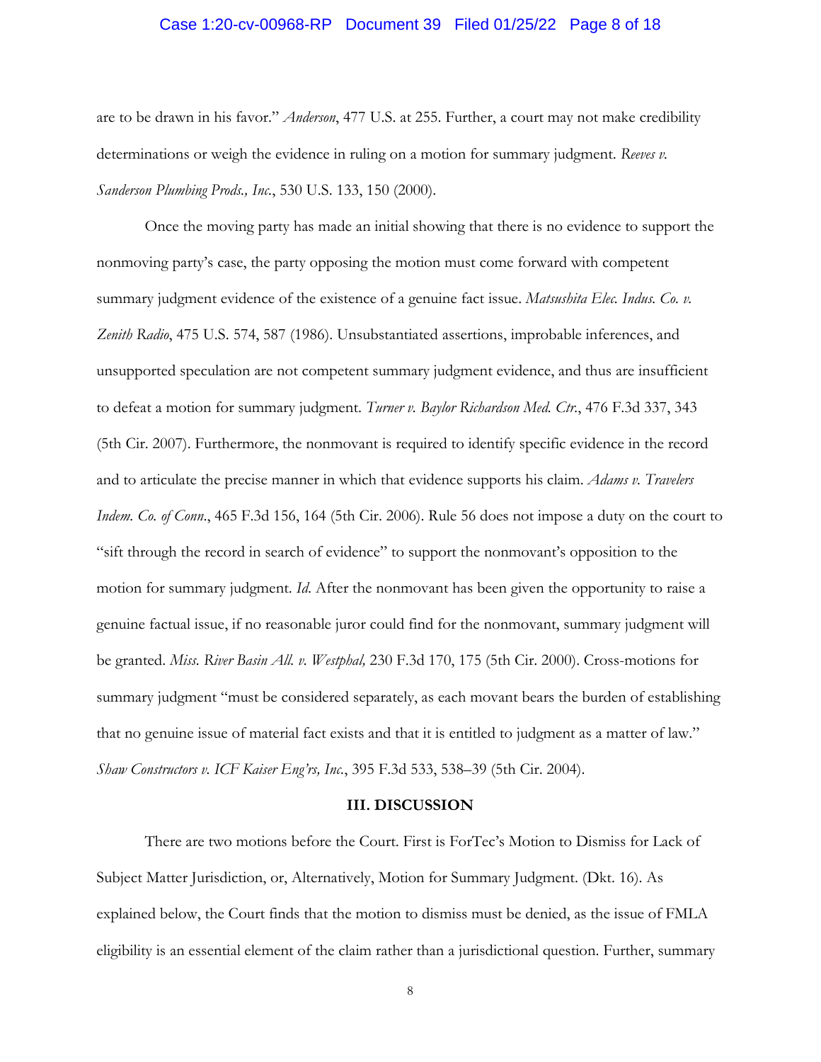are to be drawn in his favor." *Anderson*, 477 U.S. at 255. Further, a court may not make credibility determinations or weigh the evidence in ruling on a motion for summary judgment. *Reeves v. Sanderson Plumbing Prods., Inc.*, 530 U.S. 133, 150 (2000).

Once the moving party has made an initial showing that there is no evidence to support the nonmoving party's case, the party opposing the motion must come forward with competent summary judgment evidence of the existence of a genuine fact issue. *Matsushita Elec. Indus. Co. v. Zenith Radio*, 475 U.S. 574, 587 (1986). Unsubstantiated assertions, improbable inferences, and unsupported speculation are not competent summary judgment evidence, and thus are insufficient to defeat a motion for summary judgment. *Turner v. Baylor Richardson Med. Ctr.*, 476 F.3d 337, 343 (5th Cir. 2007). Furthermore, the nonmovant is required to identify specific evidence in the record and to articulate the precise manner in which that evidence supports his claim. *Adams v. Travelers Indem. Co. of Conn.*, 465 F.3d 156, 164 (5th Cir. 2006). Rule 56 does not impose a duty on the court to "sift through the record in search of evidence" to support the nonmovant's opposition to the motion for summary judgment. *Id.* After the nonmovant has been given the opportunity to raise a genuine factual issue, if no reasonable juror could find for the nonmovant, summary judgment will be granted. *Miss. River Basin All. v. Westphal,* 230 F.3d 170, 175 (5th Cir. 2000). Cross-motions for summary judgment "must be considered separately, as each movant bears the burden of establishing that no genuine issue of material fact exists and that it is entitled to judgment as a matter of law." *Shaw Constructors v. ICF Kaiser Eng'rs, Inc.*, 395 F.3d 533, 538–39 (5th Cir. 2004).

## III. DISCUSSION

There are two motions before the Court. First is ForTec's Motion to Dismiss for Lack of Subject Matter Jurisdiction, or, Alternatively, Motion for Summary Judgment. (Dkt. 16). As explained below, the Court finds that the motion to dismiss must be denied, as the issue of FMLA eligibility is an essential element of the claim rather than a jurisdictional question. Further, summary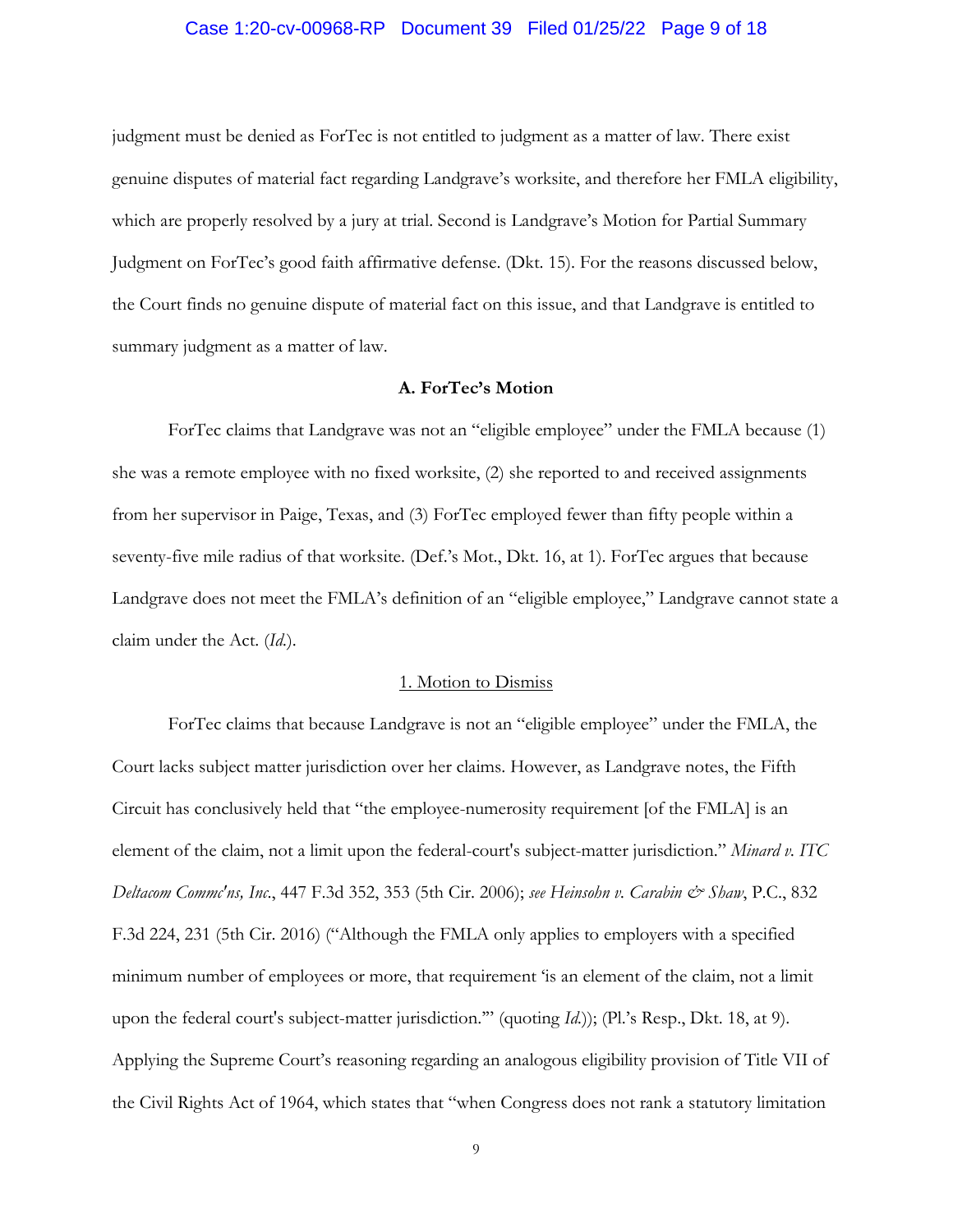judgment must be denied as ForTec is not entitled to judgment as a matter of law. There exist genuine disputes of material fact regarding Landgrave's worksite, and therefore her FMLA eligibility, which are properly resolved by a jury at trial. Second is Landgrave's Motion for Partial Summary Judgment on ForTec's good faith affirmative defense. (Dkt. 15). For the reasons discussed below, the Court finds no genuine dispute of material fact on this issue, and that Landgrave is entitled to summary judgment as a matter of law.

**A. ForTec's Motion**

ForTec claims that Landgrave was not an "eligible employee" under the FMLA because (1) she was a remote employee with no fixed worksite, (2) she reported to and received assignments from her supervisor in Paige, Texas, and (3) ForTec employed fewer than fifty people within a seventy-five mile radius of that worksite. (Def.'s Mot., Dkt. 16, at 1). ForTec argues that because Landgrave does not meet the FMLA's definition of an "eligible employee," Landgrave cannot state a claim under the Act. (*Id.*).

<u>1. Motion to Dismiss</u>

ForTec claims that because Landgrave is not an "eligible employee" under the FMLA, the Court lacks subject matter jurisdiction over her claims. However, as Landgrave notes, the Fifth Circuit has conclusively held that "the employee-numerosity requirement [of the FMLA] is an element of the claim, not a limit upon the federal-court's subject-matter jurisdiction." *Minard v. ITC Deltacom Commc'ns, Inc.*, 447 F.3d 352, 353 (5th Cir. 2006); *see Heinsohn v. Carabin & Shaw*, P.C., 832 F.3d 224, 231 (5th Cir. 2016) ("Although the FMLA only applies to employers with a specified minimum number of employees or more, that requirement 'is an element of the claim, not a limit upon the federal court's subject-matter jurisdiction.'" (quoting *Id.*)); (Pl.'s Resp., Dkt. 18, at 9). Applying the Supreme Court's reasoning regarding an analogous eligibility provision of Title VII of the Civil Rights Act of 1964, which states that "when Congress does not rank a statutory limitation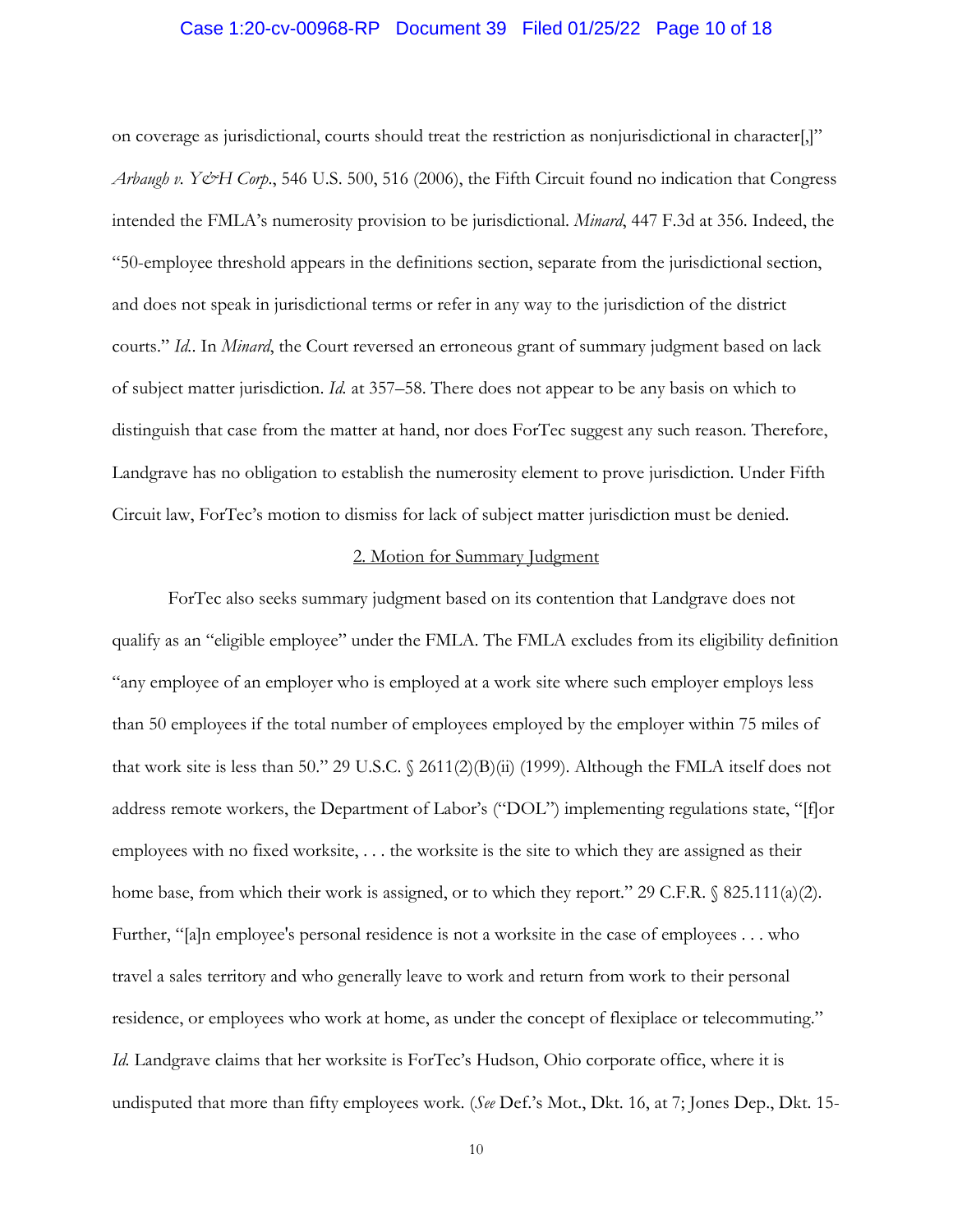on coverage as jurisdictional, courts should treat the restriction as nonjurisdictional in character[,]" *Arbaugh v. Y&H Corp.*, 546 U.S. 500, 516 (2006), the Fifth Circuit found no indication that Congress intended the FMLA's numerosity provision to be jurisdictional. *Minard*, 447 F.3d at 356. Indeed, the "50-employee threshold appears in the definitions section, separate from the jurisdictional section, and does not speak in jurisdictional terms or refer in any way to the jurisdiction of the district courts." *Id.*. In *Minard*, the Court reversed an erroneous grant of summary judgment based on lack of subject matter jurisdiction. *Id.* at 357–58. There does not appear to be any basis on which to distinguish that case from the matter at hand, nor does ForTec suggest any such reason. Therefore, Landgrave has no obligation to establish the numerosity element to prove jurisdiction. Under Fifth Circuit law, ForTec's motion to dismiss for lack of subject matter jurisdiction must be denied.

<u>2. Motion for Summary Judgment</u>

ForTec also seeks summary judgment based on its contention that Landgrave does not qualify as an "eligible employee" under the FMLA. The FMLA excludes from its eligibility definition "any employee of an employer who is employed at a work site where such employer employs less than 50 employees if the total number of employees employed by the employer within 75 miles of that work site is less than 50." 29 U.S.C. § 2611(2)(B)(ii) (1999). Although the FMLA itself does not address remote workers, the Department of Labor's ("DOL") implementing regulations state, "[f]or employees with no fixed worksite, . . . the worksite is the site to which they are assigned as their home base, from which their work is assigned, or to which they report." 29 C.F.R. § 825.111(a)(2). Further, "[a]n employee's personal residence is not a worksite in the case of employees . . . who travel a sales territory and who generally leave to work and return from work to their personal residence, or employees who work at home, as under the concept of flexiplace or telecommuting." *Id.* Landgrave claims that her worksite is ForTec's Hudson, Ohio corporate office, where it is undisputed that more than fifty employees work. (*See* Def.'s Mot., Dkt. 16, at 7; Jones Dep., Dkt. 15-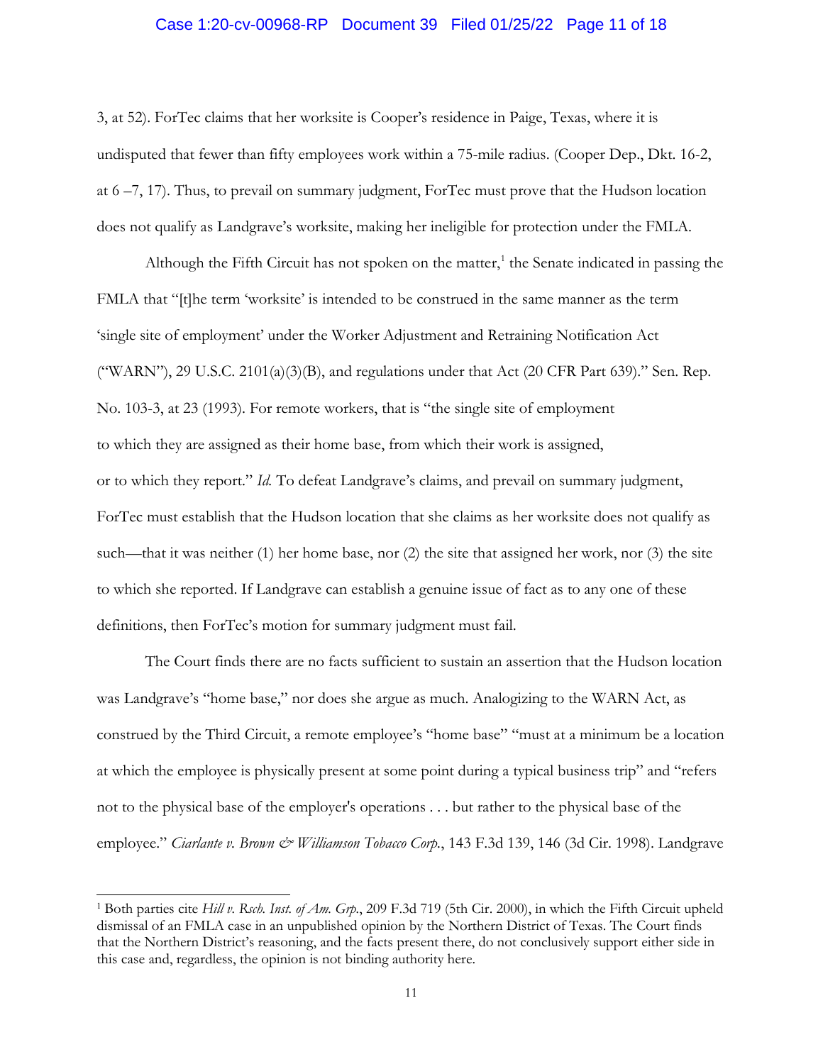3, at 52). ForTec claims that her worksite is Cooper's residence in Paige, Texas, where it is undisputed that fewer than fifty employees work within a 75-mile radius. (Cooper Dep., Dkt. 16-2, at 6 –7, 17). Thus, to prevail on summary judgment, ForTec must prove that the Hudson location does not qualify as Landgrave's worksite, making her ineligible for protection under the FMLA.

Although the Fifth Circuit has not spoken on the matter,[1] the Senate indicated in passing the FMLA that "[t]he term 'worksite' is intended to be construed in the same manner as the term 'single site of employment' under the Worker Adjustment and Retraining Notification Act ("WARN"), 29 U.S.C. 2101(a)(3)(B), and regulations under that Act (20 CFR Part 639)." Sen. Rep. No. 103-3, at 23 (1993). For remote workers, that is "the single site of employment to which they are assigned as their home base, from which their work is assigned, or to which they report." *Id.* To defeat Landgrave's claims, and prevail on summary judgment, ForTec must establish that the Hudson location that she claims as her worksite does not qualify as such—that it was neither (1) her home base, nor (2) the site that assigned her work, nor (3) the site to which she reported. If Landgrave can establish a genuine issue of fact as to any one of these definitions, then ForTec's motion for summary judgment must fail.

The Court finds there are no facts sufficient to sustain an assertion that the Hudson location was Landgrave's "home base," nor does she argue as much. Analogizing to the WARN Act, as construed by the Third Circuit, a remote employee's "home base" "must at a minimum be a location at which the employee is physically present at some point during a typical business trip" and "refers not to the physical base of the employer's operations . . . but rather to the physical base of the employee." *Ciarlante v. Brown & Williamson Tobacco Corp.*, 143 F.3d 139, 146 (3d Cir. 1998). Landgrave

---

[1] Both parties cite *Hill v. Rsch. Inst. of Am. Grp.*, 209 F.3d 719 (5th Cir. 2000), in which the Fifth Circuit upheld dismissal of an FMLA case in an unpublished opinion by the Northern District of Texas. The Court finds that the Northern District's reasoning, and the facts present there, do not conclusively support either side in this case and, regardless, the opinion is not binding authority here.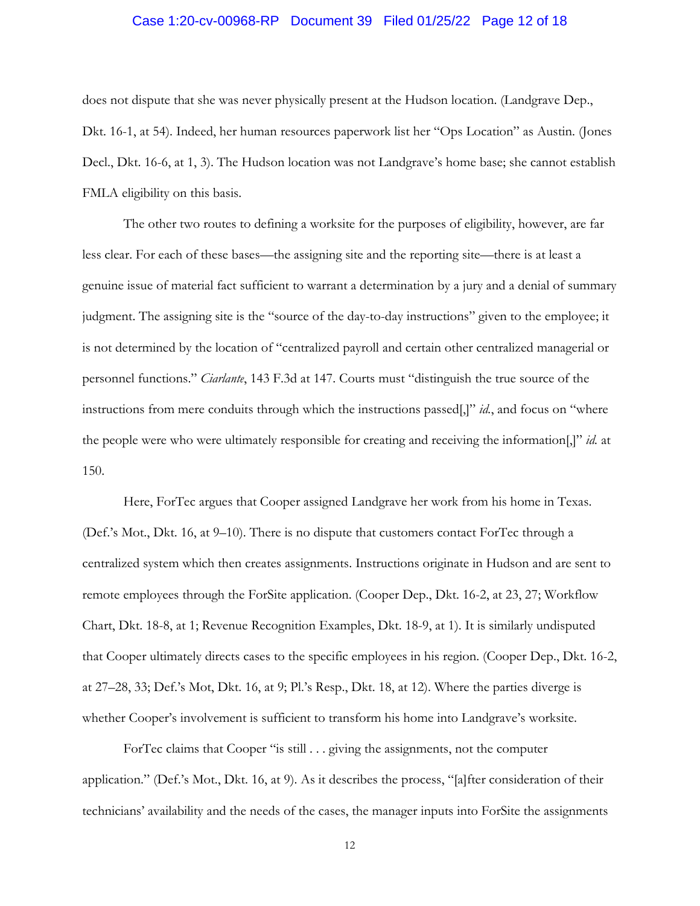does not dispute that she was never physically present at the Hudson location. (Landgrave Dep., Dkt. 16-1, at 54). Indeed, her human resources paperwork list her "Ops Location" as Austin. (Jones Decl., Dkt. 16-6, at 1, 3). The Hudson location was not Landgrave's home base; she cannot establish FMLA eligibility on this basis.

The other two routes to defining a worksite for the purposes of eligibility, however, are far less clear. For each of these bases—the assigning site and the reporting site—there is at least a genuine issue of material fact sufficient to warrant a determination by a jury and a denial of summary judgment. The assigning site is the "source of the day-to-day instructions" given to the employee; it is not determined by the location of "centralized payroll and certain other centralized managerial or personnel functions." *Ciarlante*, 143 F.3d at 147. Courts must "distinguish the true source of the instructions from mere conduits through which the instructions passed[,]" *id.*, and focus on "where the people were who were ultimately responsible for creating and receiving the information[,]" *id.* at 150.

Here, ForTec argues that Cooper assigned Landgrave her work from his home in Texas. (Def.'s Mot., Dkt. 16, at 9–10). There is no dispute that customers contact ForTec through a centralized system which then creates assignments. Instructions originate in Hudson and are sent to remote employees through the ForSite application. (Cooper Dep., Dkt. 16-2, at 23, 27; Workflow Chart, Dkt. 18-8, at 1; Revenue Recognition Examples, Dkt. 18-9, at 1). It is similarly undisputed that Cooper ultimately directs cases to the specific employees in his region. (Cooper Dep., Dkt. 16-2, at 27–28, 33; Def.'s Mot, Dkt. 16, at 9; Pl.'s Resp., Dkt. 18, at 12). Where the parties diverge is whether Cooper's involvement is sufficient to transform his home into Landgrave's worksite.

ForTec claims that Cooper "is still . . . giving the assignments, not the computer application." (Def.'s Mot., Dkt. 16, at 9). As it describes the process, "[a]fter consideration of their technicians' availability and the needs of the cases, the manager inputs into ForSite the assignments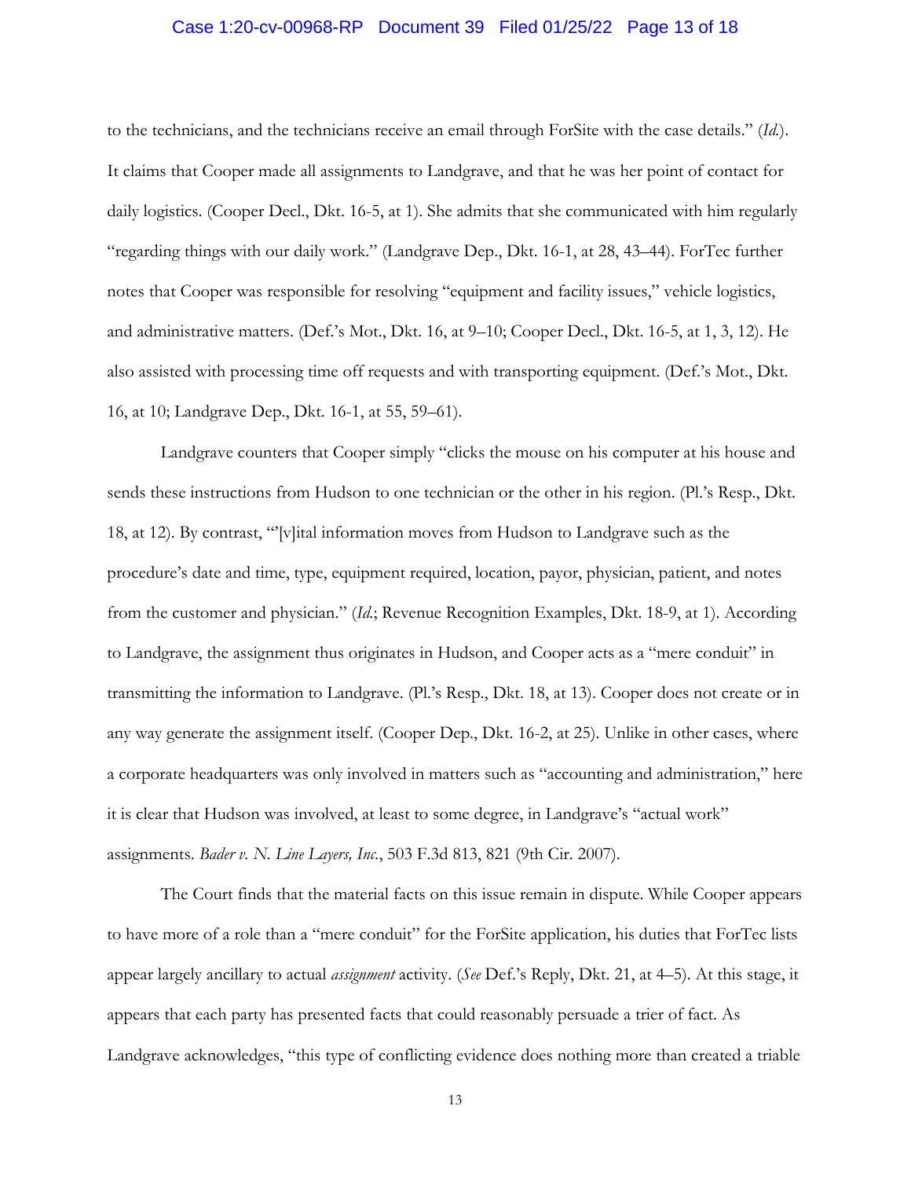to the technicians, and the technicians receive an email through ForSite with the case details." (*Id.*). It claims that Cooper made all assignments to Landgrave, and that he was her point of contact for daily logistics. (Cooper Decl., Dkt. 16-5, at 1). She admits that she communicated with him regularly "regarding things with our daily work." (Landgrave Dep., Dkt. 16-1, at 28, 43–44). ForTec further notes that Cooper was responsible for resolving "equipment and facility issues," vehicle logistics, and administrative matters. (Def.'s Mot., Dkt. 16, at 9–10; Cooper Decl., Dkt. 16-5, at 1, 3, 12). He also assisted with processing time off requests and with transporting equipment. (Def.'s Mot., Dkt. 16, at 10; Landgrave Dep., Dkt. 16-1, at 55, 59–61).

Landgrave counters that Cooper simply "clicks the mouse on his computer at his house and sends these instructions from Hudson to one technician or the other in his region. (Pl.'s Resp., Dkt. 18, at 12). By contrast, "'[v]ital information moves from Hudson to Landgrave such as the procedure's date and time, type, equipment required, location, payor, physician, patient, and notes from the customer and physician." (*Id.*; Revenue Recognition Examples, Dkt. 18-9, at 1). According to Landgrave, the assignment thus originates in Hudson, and Cooper acts as a "mere conduit" in transmitting the information to Landgrave. (Pl.'s Resp., Dkt. 18, at 13). Cooper does not create or in any way generate the assignment itself. (Cooper Dep., Dkt. 16-2, at 25). Unlike in other cases, where a corporate headquarters was only involved in matters such as "accounting and administration," here it is clear that Hudson was involved, at least to some degree, in Landgrave's "actual work" assignments. *Bader v. N. Line Layers, Inc.*, 503 F.3d 813, 821 (9th Cir. 2007).

The Court finds that the material facts on this issue remain in dispute. While Cooper appears to have more of a role than a "mere conduit" for the ForSite application, his duties that ForTec lists appear largely ancillary to actual *assignment* activity. (*See* Def.'s Reply, Dkt. 21, at 4–5). At this stage, it appears that each party has presented facts that could reasonably persuade a trier of fact. As Landgrave acknowledges, "this type of conflicting evidence does nothing more than created a triable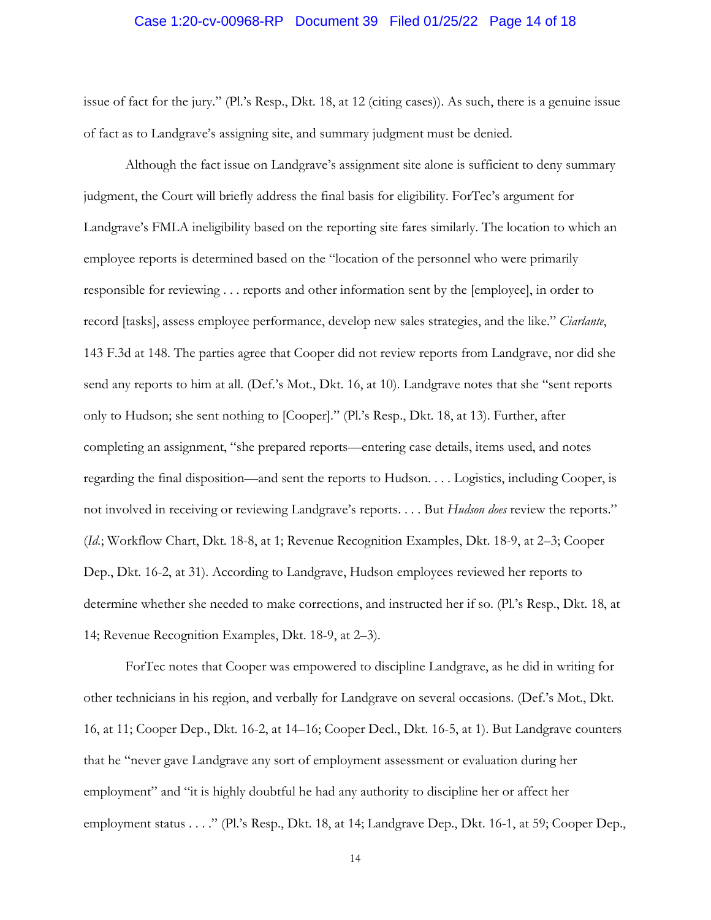issue of fact for the jury." (Pl.'s Resp., Dkt. 18, at 12 (citing cases)). As such, there is a genuine issue of fact as to Landgrave's assigning site, and summary judgment must be denied.

Although the fact issue on Landgrave's assignment site alone is sufficient to deny summary judgment, the Court will briefly address the final basis for eligibility. ForTec's argument for Landgrave's FMLA ineligibility based on the reporting site fares similarly. The location to which an employee reports is determined based on the "location of the personnel who were primarily responsible for reviewing . . . reports and other information sent by the [employee], in order to record [tasks], assess employee performance, develop new sales strategies, and the like." *Ciarlante*, 143 F.3d at 148. The parties agree that Cooper did not review reports from Landgrave, nor did she send any reports to him at all. (Def.'s Mot., Dkt. 16, at 10). Landgrave notes that she "sent reports only to Hudson; she sent nothing to [Cooper]." (Pl.'s Resp., Dkt. 18, at 13). Further, after completing an assignment, "she prepared reports—entering case details, items used, and notes regarding the final disposition—and sent the reports to Hudson. . . . Logistics, including Cooper, is not involved in receiving or reviewing Landgrave's reports. . . . But *Hudson does* review the reports." (*Id.*; Workflow Chart, Dkt. 18-8, at 1; Revenue Recognition Examples, Dkt. 18-9, at 2–3; Cooper Dep., Dkt. 16-2, at 31). According to Landgrave, Hudson employees reviewed her reports to determine whether she needed to make corrections, and instructed her if so. (Pl.'s Resp., Dkt. 18, at 14; Revenue Recognition Examples, Dkt. 18-9, at 2–3).

ForTec notes that Cooper was empowered to discipline Landgrave, as he did in writing for other technicians in his region, and verbally for Landgrave on several occasions. (Def.'s Mot., Dkt. 16, at 11; Cooper Dep., Dkt. 16-2, at 14–16; Cooper Decl., Dkt. 16-5, at 1). But Landgrave counters that he "never gave Landgrave any sort of employment assessment or evaluation during her employment" and "it is highly doubtful he had any authority to discipline her or affect her employment status . . . ." (Pl.'s Resp., Dkt. 18, at 14; Landgrave Dep., Dkt. 16-1, at 59; Cooper Dep.,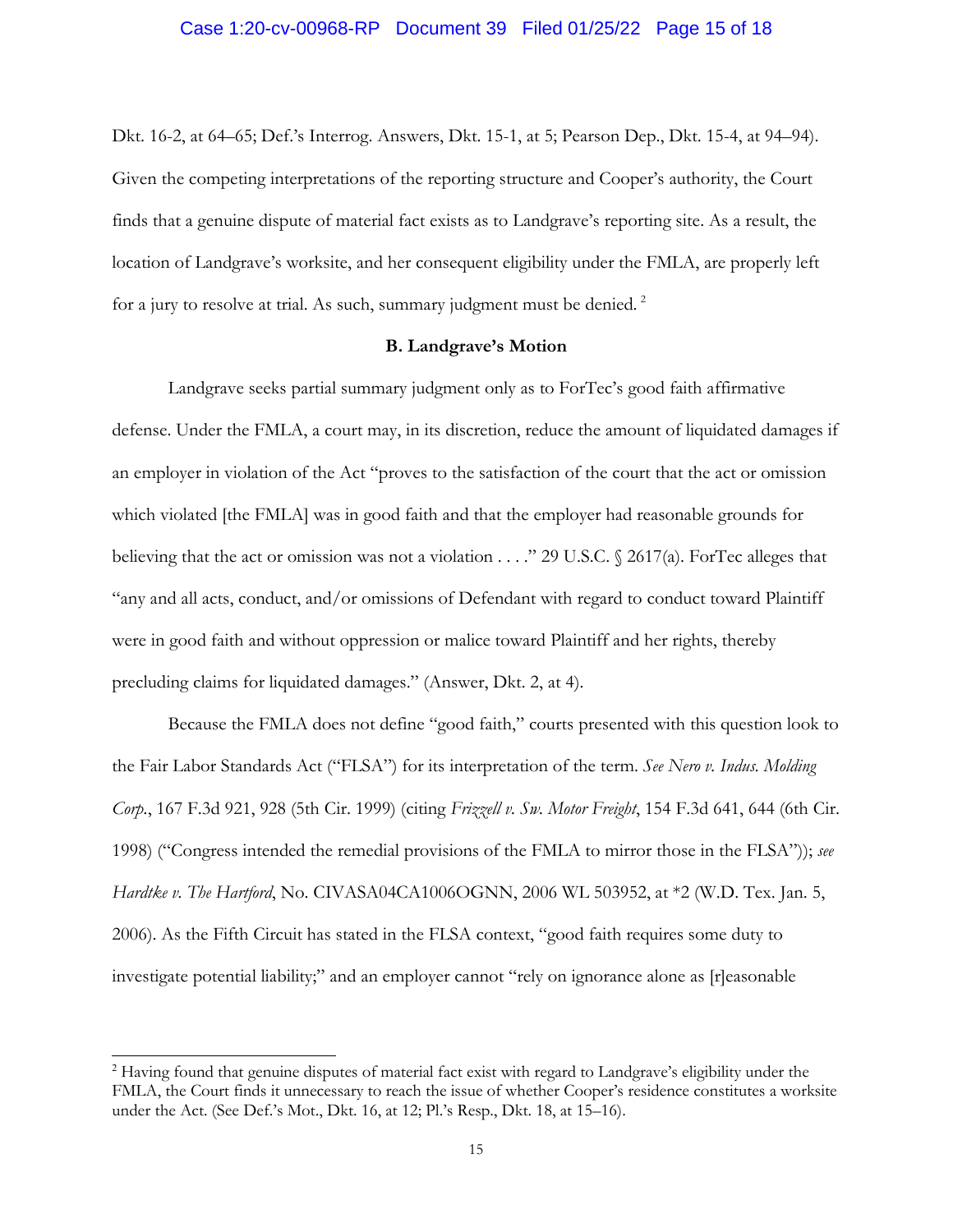Dkt. 16-2, at 64–65; Def.'s Interrog. Answers, Dkt. 15-1, at 5; Pearson Dep., Dkt. 15-4, at 94–94). Given the competing interpretations of the reporting structure and Cooper's authority, the Court finds that a genuine dispute of material fact exists as to Landgrave's reporting site. As a result, the location of Landgrave's worksite, and her consequent eligibility under the FMLA, are properly left for a jury to resolve at trial. As such, summary judgment must be denied. [2]

**B. Landgrave's Motion**

Landgrave seeks partial summary judgment only as to ForTec's good faith affirmative defense. Under the FMLA, a court may, in its discretion, reduce the amount of liquidated damages if an employer in violation of the Act "proves to the satisfaction of the court that the act or omission which violated [the FMLA] was in good faith and that the employer had reasonable grounds for believing that the act or omission was not a violation . . . ." 29 U.S.C. § 2617(a). ForTec alleges that "any and all acts, conduct, and/or omissions of Defendant with regard to conduct toward Plaintiff were in good faith and without oppression or malice toward Plaintiff and her rights, thereby precluding claims for liquidated damages." (Answer, Dkt. 2, at 4).

Because the FMLA does not define "good faith," courts presented with this question look to the Fair Labor Standards Act ("FLSA") for its interpretation of the term. *See Nero v. Indus. Molding Corp.*, 167 F.3d 921, 928 (5th Cir. 1999) (citing *Frizzell v. Sw. Motor Freight*, 154 F.3d 641, 644 (6th Cir. 1998) ("Congress intended the remedial provisions of the FMLA to mirror those in the FLSA")); *see Hardtke v. The Hartford*, No. CIVASA04CA1006OGNN, 2006 WL 503952, at *2 (W.D. Tex. Jan. 5, 2006). As the Fifth Circuit has stated in the FLSA context, "good faith requires some duty to investigate potential liability;" and an employer cannot "rely on ignorance alone as [r]easonable

---

[2] Having found that genuine disputes of material fact exist with regard to Landgrave's eligibility under the FMLA, the Court finds it unnecessary to reach the issue of whether Cooper's residence constitutes a worksite under the Act. (See Def.'s Mot., Dkt. 16, at 12; Pl.'s Resp., Dkt. 18, at 15–16).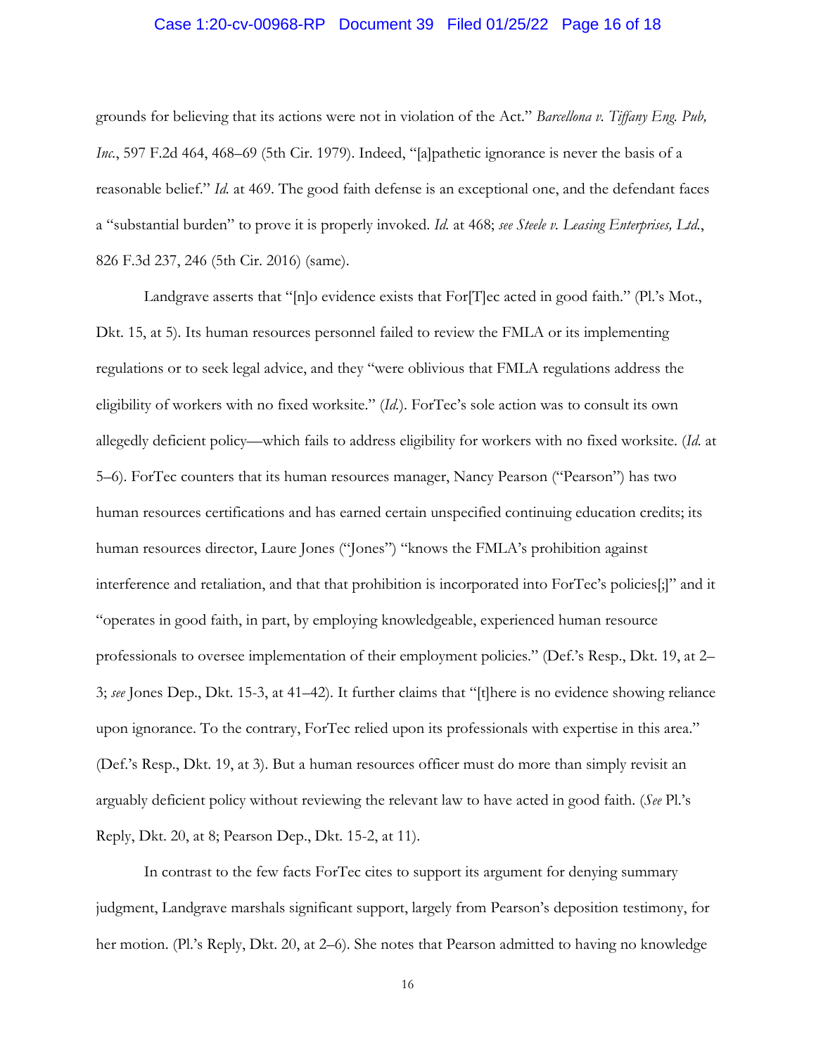grounds for believing that its actions were not in violation of the Act." *Barcellona v. Tiffany Eng. Pub, Inc.*, 597 F.2d 464, 468–69 (5th Cir. 1979). Indeed, "[a]pathetic ignorance is never the basis of a reasonable belief." *Id.* at 469. The good faith defense is an exceptional one, and the defendant faces a "substantial burden" to prove it is properly invoked. *Id.* at 468; *see Steele v. Leasing Enterprises, Ltd.*, 826 F.3d 237, 246 (5th Cir. 2016) (same).

Landgrave asserts that "[n]o evidence exists that For[T]ec acted in good faith." (Pl.'s Mot., Dkt. 15, at 5). Its human resources personnel failed to review the FMLA or its implementing regulations or to seek legal advice, and they "were oblivious that FMLA regulations address the eligibility of workers with no fixed worksite." (*Id.*). ForTec's sole action was to consult its own allegedly deficient policy—which fails to address eligibility for workers with no fixed worksite. (*Id.* at 5–6). ForTec counters that its human resources manager, Nancy Pearson ("Pearson") has two human resources certifications and has earned certain unspecified continuing education credits; its human resources director, Laure Jones ("Jones") "knows the FMLA's prohibition against interference and retaliation, and that that prohibition is incorporated into ForTec's policies[;]" and it "operates in good faith, in part, by employing knowledgeable, experienced human resource professionals to oversee implementation of their employment policies." (Def.'s Resp., Dkt. 19, at 2–3; *see* Jones Dep., Dkt. 15-3, at 41–42). It further claims that "[t]here is no evidence showing reliance upon ignorance. To the contrary, ForTec relied upon its professionals with expertise in this area." (Def.'s Resp., Dkt. 19, at 3). But a human resources officer must do more than simply revisit an arguably deficient policy without reviewing the relevant law to have acted in good faith. (*See* Pl.'s Reply, Dkt. 20, at 8; Pearson Dep., Dkt. 15-2, at 11).

In contrast to the few facts ForTec cites to support its argument for denying summary judgment, Landgrave marshals significant support, largely from Pearson's deposition testimony, for her motion. (Pl.'s Reply, Dkt. 20, at 2–6). She notes that Pearson admitted to having no knowledge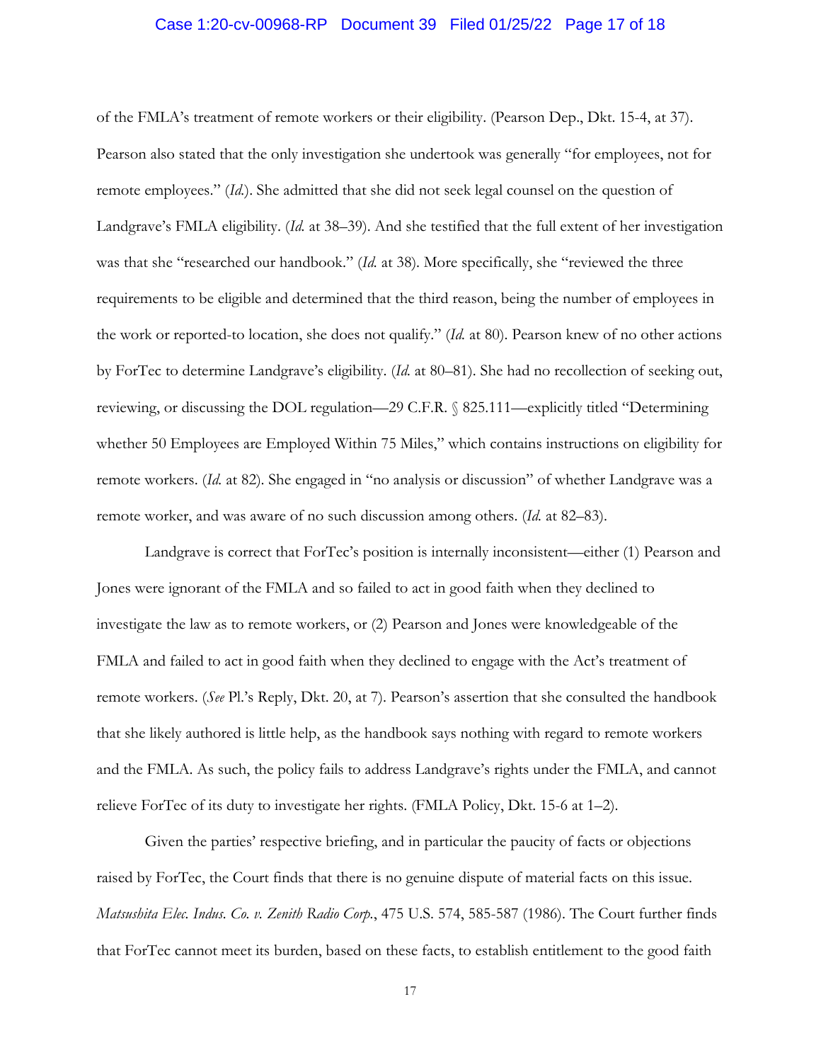of the FMLA's treatment of remote workers or their eligibility. (Pearson Dep., Dkt. 15-4, at 37). Pearson also stated that the only investigation she undertook was generally "for employees, not for remote employees." (*Id.*). She admitted that she did not seek legal counsel on the question of Landgrave's FMLA eligibility. (*Id.* at 38–39). And she testified that the full extent of her investigation was that she "researched our handbook." (*Id.* at 38). More specifically, she "reviewed the three requirements to be eligible and determined that the third reason, being the number of employees in the work or reported-to location, she does not qualify." (*Id.* at 80). Pearson knew of no other actions by ForTec to determine Landgrave's eligibility. (*Id.* at 80–81). She had no recollection of seeking out, reviewing, or discussing the DOL regulation—29 C.F.R. § 825.111—explicitly titled "Determining whether 50 Employees are Employed Within 75 Miles," which contains instructions on eligibility for remote workers. (*Id.* at 82). She engaged in "no analysis or discussion" of whether Landgrave was a remote worker, and was aware of no such discussion among others. (*Id.* at 82–83).

Landgrave is correct that ForTec's position is internally inconsistent—either (1) Pearson and Jones were ignorant of the FMLA and so failed to act in good faith when they declined to investigate the law as to remote workers, or (2) Pearson and Jones were knowledgeable of the FMLA and failed to act in good faith when they declined to engage with the Act's treatment of remote workers. (*See* Pl.'s Reply, Dkt. 20, at 7). Pearson's assertion that she consulted the handbook that she likely authored is little help, as the handbook says nothing with regard to remote workers and the FMLA. As such, the policy fails to address Landgrave's rights under the FMLA, and cannot relieve ForTec of its duty to investigate her rights. (FMLA Policy, Dkt. 15-6 at 1–2).

Given the parties' respective briefing, and in particular the paucity of facts or objections raised by ForTec, the Court finds that there is no genuine dispute of material facts on this issue. *Matsushita Elec. Indus. Co. v. Zenith Radio Corp.*, 475 U.S. 574, 585-587 (1986). The Court further finds that ForTec cannot meet its burden, based on these facts, to establish entitlement to the good faith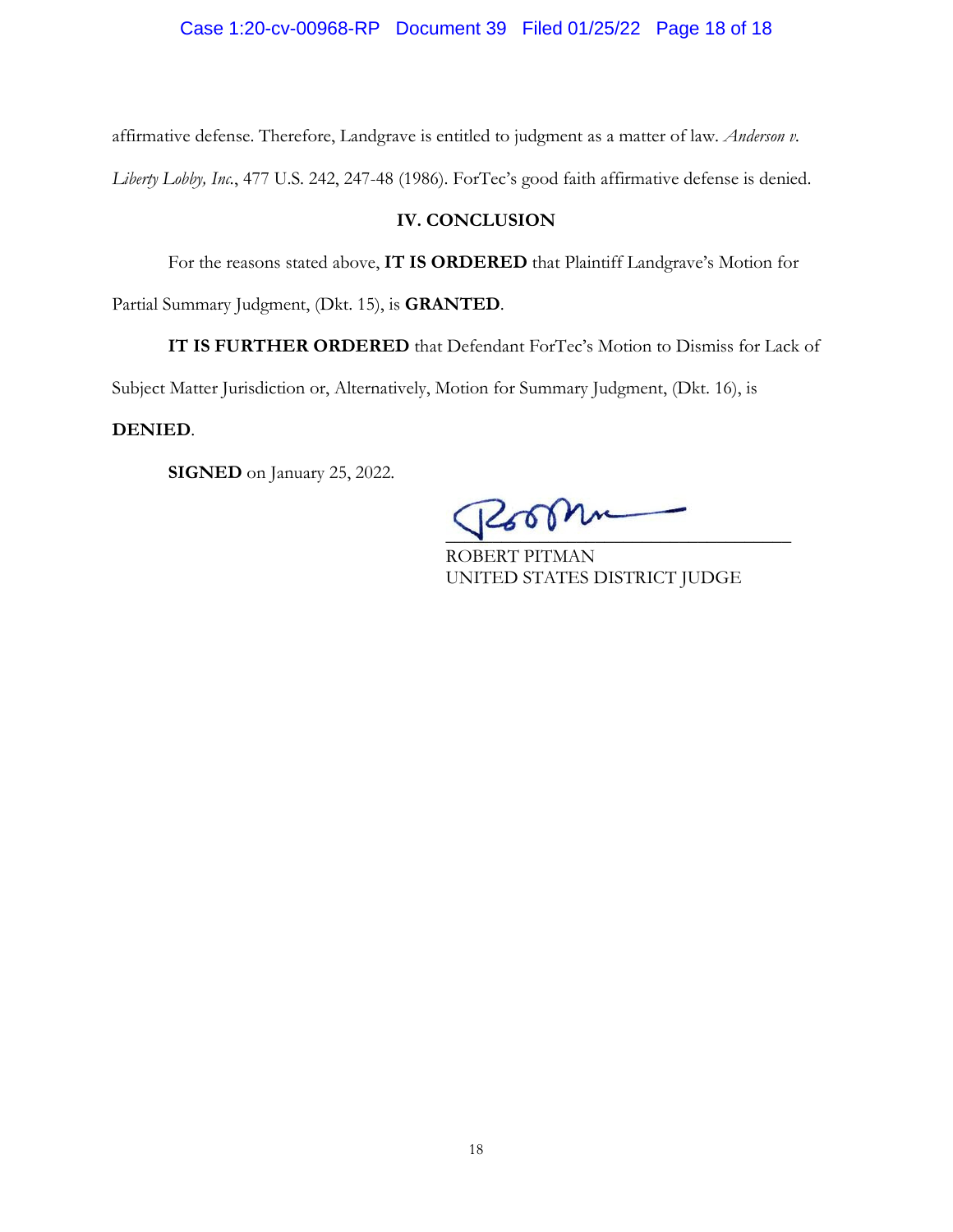affirmative defense. Therefore, Landgrave is entitled to judgment as a matter of law. *Anderson v. Liberty Lobby, Inc.*, 477 U.S. 242, 247-48 (1986). ForTec's good faith affirmative defense is denied.

## IV. CONCLUSION

For the reasons stated above, **IT IS ORDERED** that Plaintiff Landgrave's Motion for Partial Summary Judgment, (Dkt. 15), is **GRANTED**.

**IT IS FURTHER ORDERED** that Defendant ForTec's Motion to Dismiss for Lack of Subject Matter Jurisdiction or, Alternatively, Motion for Summary Judgment, (Dkt. 16), is **DENIED**.

**SIGNED** on January 25, 2022.

ROBERT PITMAN
UNITED STATES DISTRICT JUDGE